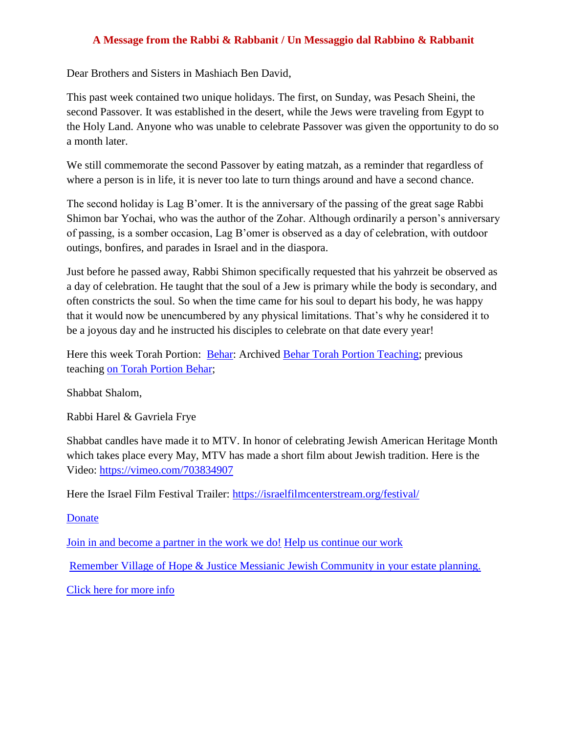## A Message from the Rabbi & Rabbanit / Un Messaggio dal Rabbino & Rabbanit

Dear Brothers and Sisters in Mashiach Ben David,

This past week contained two unique holidays. The first, on Sunday, was Pesach Sheini, the second Passover. It was established in the desert, while the Jews were traveling from Egypt to the Holy Land. Anyone who was unable to celebrate Passover was given the opportunity to do so a month later.

We still commemorate the second Passover by eating matzah, as a reminder that regardless of where a person is in life, it is never too late to turn things around and have a second chance.

The second holiday is Lag B'omer. It is the anniversary of the passing of the great sage Rabbi Shimon bar Yochai, who was the author of the Zohar. Although ordinarily a person's anniversary of passing, is a somber occasion, Lag B'omer is observed as a day of celebration, with outdoor outings, bonfires, and parades in Israel and in the diaspora.

Just before he passed away, Rabbi Shimon specifically requested that his yahrzeit be observed as a day of celebration. He taught that the soul of a Jew is primary while the body is secondary, and often constricts the soul. So when the time came for his soul to depart his body, he was happy that it would now be unencumbered by any physical limitations. That's why he considered it to be a joyous day and he instructed his disciples to celebrate on that date every year!

Here this week Torah Portion: Behar: Archived Behar Torah Portion Teaching; previous teaching on Torah Portion Behar;

Shabbat Shalom,

Rabbi Harel & Gavriela Frye

Shabbat candles have made it to MTV. In honor of celebrating Jewish American Heritage Month which takes place every May, MTV has made a short film about Jewish tradition. Here is the Video: https://vimeo.com/703834907

Here the Israel Film Festival Trailer: https://israelfilmcenterstream.org/festival/

Donate

Join in and become a partner in the work we do! Help us continue our work

Remember Village of Hope & Justice Messianic Jewish Community in your estate planning.

Click here for more info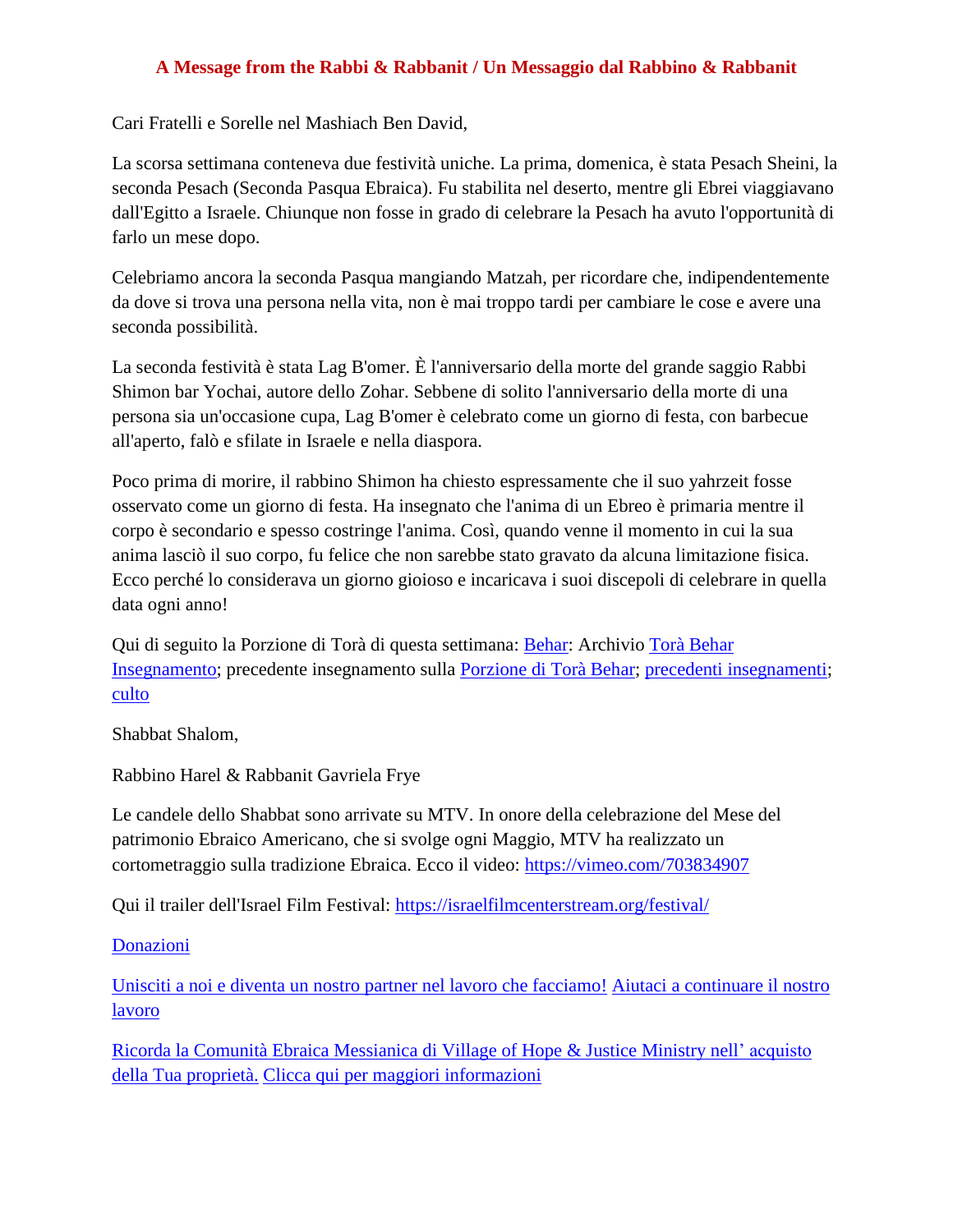## A Message from the Rabbi & Rabbanit / Un Messaggio dal Rabbino & Rabbanit

Cari Fratelli e Sorelle nel Mashiach Ben David,

La scorsa settimana conteneva due festività uniche. La prima, domenica, è stata Pesach Sheini, la seconda Pesach (Seconda Pasqua Ebraica). Fu stabilita nel deserto, mentre gli Ebrei viaggiavano dall'Egitto a Israele. Chiunque non fosse in grado di celebrare la Pesach ha avuto l'opportunità di farlo un mese dopo.

Celebriamo ancora la seconda Pasqua mangiando Matzah, per ricordare che, indipendentemente da dove si trova una persona nella vita, non è mai troppo tardi per cambiare le cose e avere una seconda possibilità.

La seconda festività è stata Lag B'omer. È l'anniversario della morte del grande saggio Rabbi Shimon bar Yochai, autore dello Zohar. Sebbene di solito l'anniversario della morte di una persona sia un'occasione cupa, Lag B'omer è celebrato come un giorno di festa, con barbecue all'aperto, falò e sfilate in Israele e nella diaspora.

Poco prima di morire, il rabbino Shimon ha chiesto espressamente che il suo yahrzeit fosse osservato come un giorno di festa. Ha insegnato che l'anima di un Ebreo è primaria mentre il corpo è secondario e spesso costringe l'anima. Così, quando venne il momento in cui la sua anima lasciò il suo corpo, fu felice che non sarebbe stato gravato da alcuna limitazione fisica. Ecco perché lo considerava un giorno gioioso e incaricava i suoi discepoli di celebrare in quella data ogni anno!

Qui di seguito la Porzione di Torà di questa settimana: Behar: Archivio Torà Behar Insegnamento; precedente insegnamento sulla Porzione di Torà Behar; precedenti insegnamenti; culto

Shabbat Shalom,

Rabbino Harel & Rabbanit Gavriela Frye

Le candele dello Shabbat sono arrivate su MTV. In onore della celebrazione del Mese del patrimonio Ebraico Americano, che si svolge ogni Maggio, MTV ha realizzato un cortometraggio sulla tradizione Ebraica. Ecco il video: https://vimeo.com/703834907

Qui il trailer dell'Israel Film Festival: https://israelfilmcenterstream.org/festival/

Donazioni

Unisciti a noi e diventa un nostro partner nel lavoro che facciamo! Aiutaci a continuare il nostro lavoro

Ricorda la Comunità Ebraica Messianica di Village of Hope & Justice Ministry nell' acquisto della Tua proprietà. Clicca qui per maggiori informazioni